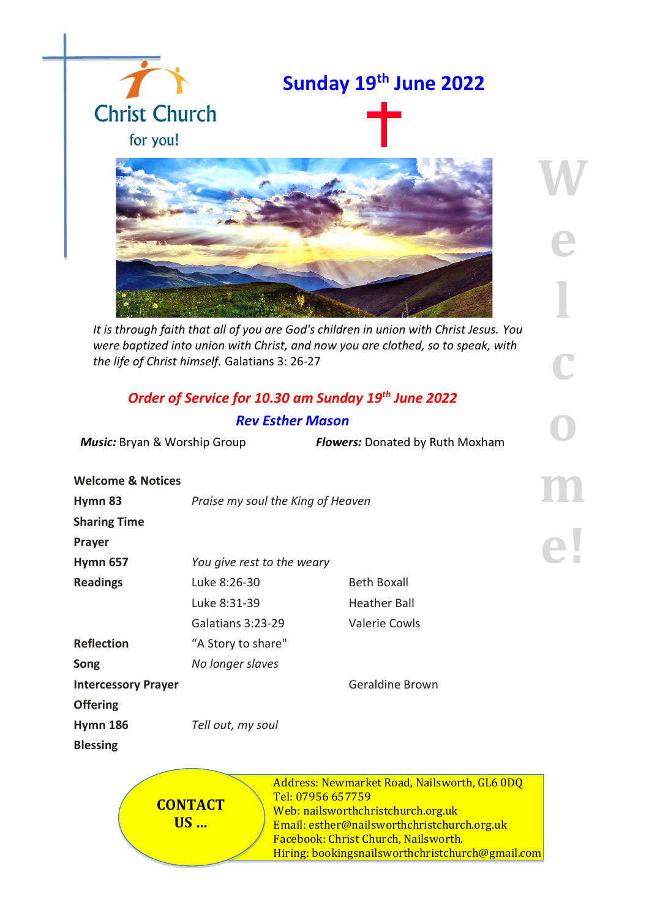Christ Church

for you!

# Sunday 19th June 2022

*It is through faith that all of you are God's children in union with Christ Jesus. You were baptized into union with Christ, and now you are clothed, so to speak, with the life of Christ himself.* Galatians 3: 26-27

## *Order of Service for 10.30 am Sunday 19th June 2022*

### *Rev Esther Mason*

***Music:*** Bryan & Worship Group ***Flowers:*** Donated by Ruth Moxham

| | | |
|---|---|---|
| **Welcome & Notices** | | |
| **Hymn 83** | *Praise my soul the King of Heaven* | |
| **Sharing Time** | | |
| **Prayer** | | |
| **Hymn 657** | *You give rest to the weary* | |
| **Readings** | Luke 8:26-30 | Beth Boxall |
| | Luke 8:31-39 | Heather Ball |
| | Galatians 3:23-29 | Valerie Cowls |
| **Reflection** | "A Story to share" | |
| **Song** | *No longer slaves* | |
| **Intercessory Prayer** | | Geraldine Brown |
| **Offering** | | |
| **Hymn 186** | *Tell out, my soul* | |
| **Blessing** | | |

Welcome!

**CONTACT US ...**

Address: Newmarket Road, Nailsworth, GL6 0DQ
Tel: 07956 657759
Web: nailsworthchristchurch.org.uk
Email: esther@nailsworthchristchurch.org.uk
Facebook: Christ Church, Nailsworth.
Hiring: bookingsnailsworthchristchurch@gmail.com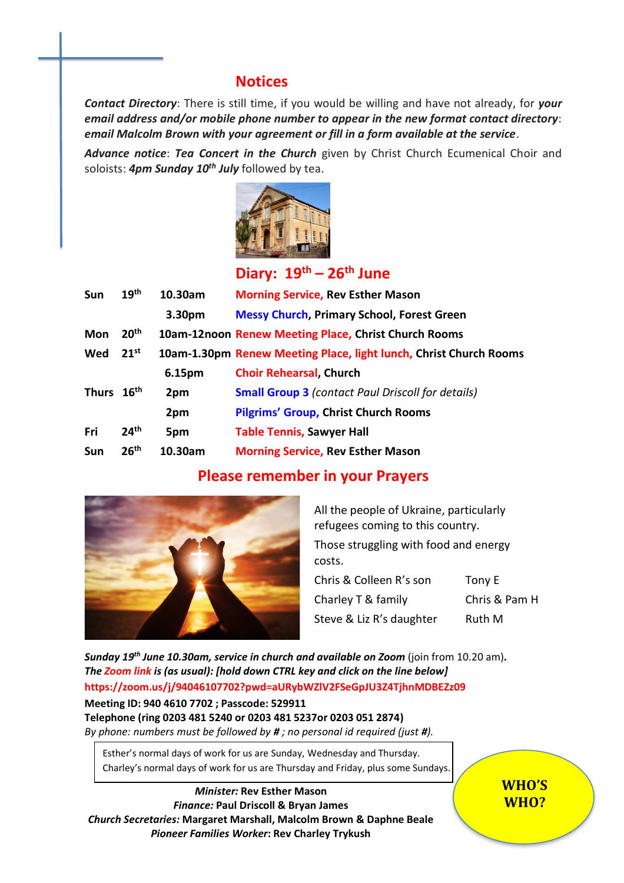## Notices

***Contact Directory***: There is still time, if you would be willing and have not already, for ***your email address and/or mobile phone number to appear in the new format contact directory***: ***email Malcolm Brown with your agreement or fill in a form available at the service***.

***Advance notice***: ***Tea Concert in the Church*** given by Christ Church Ecumenical Choir and soloists: ***4pm Sunday 10th July*** followed by tea.

## Diary: 19th – 26th June

| | | | |
|---|---|---|---|
| **Sun** | **19th** | **10.30am** | **Morning Service, Rev Esther Mason** |
| | | **3.30pm** | **Messy Church, Primary School, Forest Green** |
| **Mon** | **20th** | **10am-12noon** | **Renew Meeting Place, Christ Church Rooms** |
| **Wed** | **21st** | **10am-1.30pm** | **Renew Meeting Place, light lunch, Christ Church Rooms** |
| | | **6.15pm** | **Choir Rehearsal, Church** |
| **Thurs** | **16th** | **2pm** | **Small Group 3** *(contact Paul Driscoll for details)* |
| | | **2pm** | **Pilgrims' Group, Christ Church Rooms** |
| **Fri** | **24th** | **5pm** | **Table Tennis, Sawyer Hall** |
| **Sun** | **26th** | **10.30am** | **Morning Service, Rev Esther Mason** |

## Please remember in your Prayers

All the people of Ukraine, particularly refugees coming to this country.

Those struggling with food and energy costs.

| | |
|---|---|
| Chris & Colleen R's son | Tony E |
| Charley T & family | Chris & Pam H |
| Steve & Liz R's daughter | Ruth M |

***Sunday 19th June 10.30am, service in church and available on Zoom*** (join from 10.20 am)**.**
***The Zoom link is (as usual): [hold down CTRL key and click on the line below]***
**https://zoom.us/j/94046107702?pwd=aURybWZlV2FSeGpJU3Z4TjhnMDBEZz09**
**Meeting ID: 940 4610 7702 ; Passcode: 529911**
**Telephone (ring 0203 481 5240 or 0203 481 5237or 0203 051 2874)**
*By phone: numbers must be followed by* ***#*** *; no personal id required (just* ***#****).*

Esther's normal days of work for us are Sunday, Wednesday and Thursday.
Charley's normal days of work for us are Thursday and Friday, plus some Sundays.

***Minister:*** **Rev Esther Mason**
***Finance:*** **Paul Driscoll & Bryan James**
***Church Secretaries:*** **Margaret Marshall, Malcolm Brown & Daphne Beale**
***Pioneer Families Worker*****: Rev Charley Trykush**

**WHO'S WHO?**